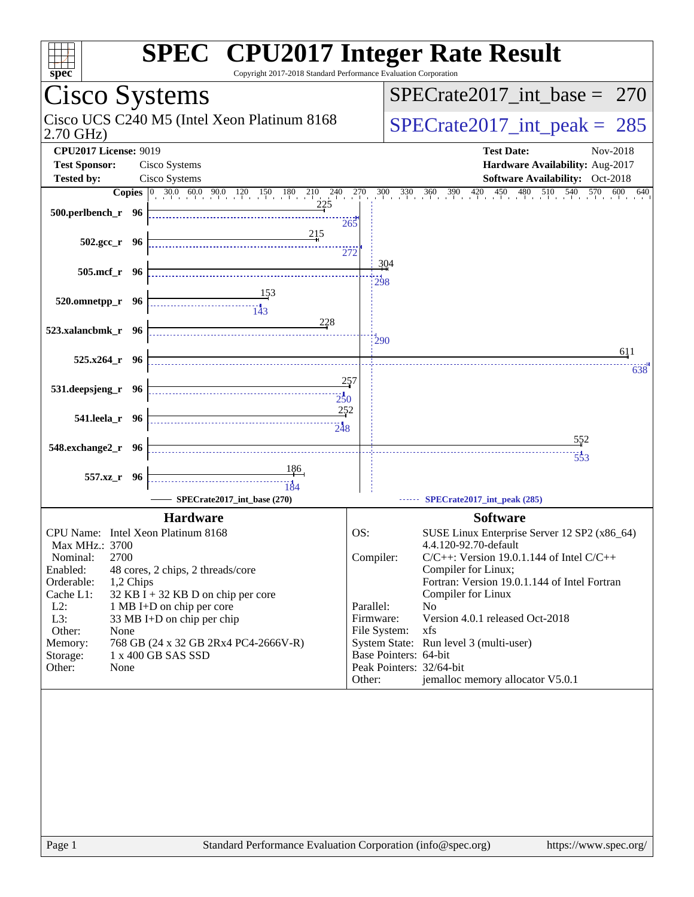# SPEC CPU2017 Integer Rate Result

Copyright 2017-2018 Standard Performance Evaluation Corporation

## Cisco Systems

Cisco UCS C240 M5 (Intel Xeon Platinum 8168 2.70 GHz)

SPECrate2017_int_base = 270

SPECrate2017_int_peak = 285

**CPU2017 License:** 9019
**Test Sponsor:** Cisco Systems
**Tested by:** Cisco Systems

**Test Date:** Nov-2018
**Hardware Availability:** Aug-2017
**Software Availability:** Oct-2018

| Benchmark | Copies | Base | Peak |
|---|---|---|---|
| 500.perlbench_r | 96 | 225 | 265 |
| 502.gcc_r | 96 | 215 | 272 |
| 505.mcf_r | 96 | 304 | 298 |
| 520.omnetpp_r | 96 | 153 | 143 |
| 523.xalancbmk_r | 96 | 228 | 290 |
| 525.x264_r | 96 | 611 | 638 |
| 531.deepsjeng_r | 96 | 257 | 250 |
| 541.leela_r | 96 | 252 | 248 |
| 548.exchange2_r | 96 | 552 | 553 |
| 557.xz_r | 96 | 186 | 184 |

SPECrate2017_int_base (270) — SPECrate2017_int_peak (285)

### Hardware

| | |
|---|---|
| CPU Name: | Intel Xeon Platinum 8168 |
| Max MHz.: | 3700 |
| Nominal: | 2700 |
| Enabled: | 48 cores, 2 chips, 2 threads/core |
| Orderable: | 1,2 Chips |
| Cache L1: | 32 KB I + 32 KB D on chip per core |
| L2: | 1 MB I+D on chip per core |
| L3: | 33 MB I+D on chip per chip |
| Other: | None |
| Memory: | 768 GB (24 x 32 GB 2Rx4 PC4-2666V-R) |
| Storage: | 1 x 400 GB SAS SSD |
| Other: | None |

### Software

| | |
|---|---|
| OS: | SUSE Linux Enterprise Server 12 SP2 (x86_64) 4.4.120-92.70-default |
| Compiler: | C/C++: Version 19.0.1.144 of Intel C/C++ Compiler for Linux; Fortran: Version 19.0.1.144 of Intel Fortran Compiler for Linux |
| Parallel: | No |
| Firmware: | Version 4.0.1 released Oct-2018 |
| File System: | xfs |
| System State: | Run level 3 (multi-user) |
| Base Pointers: | 64-bit |
| Peak Pointers: | 32/64-bit |
| Other: | jemalloc memory allocator V5.0.1 |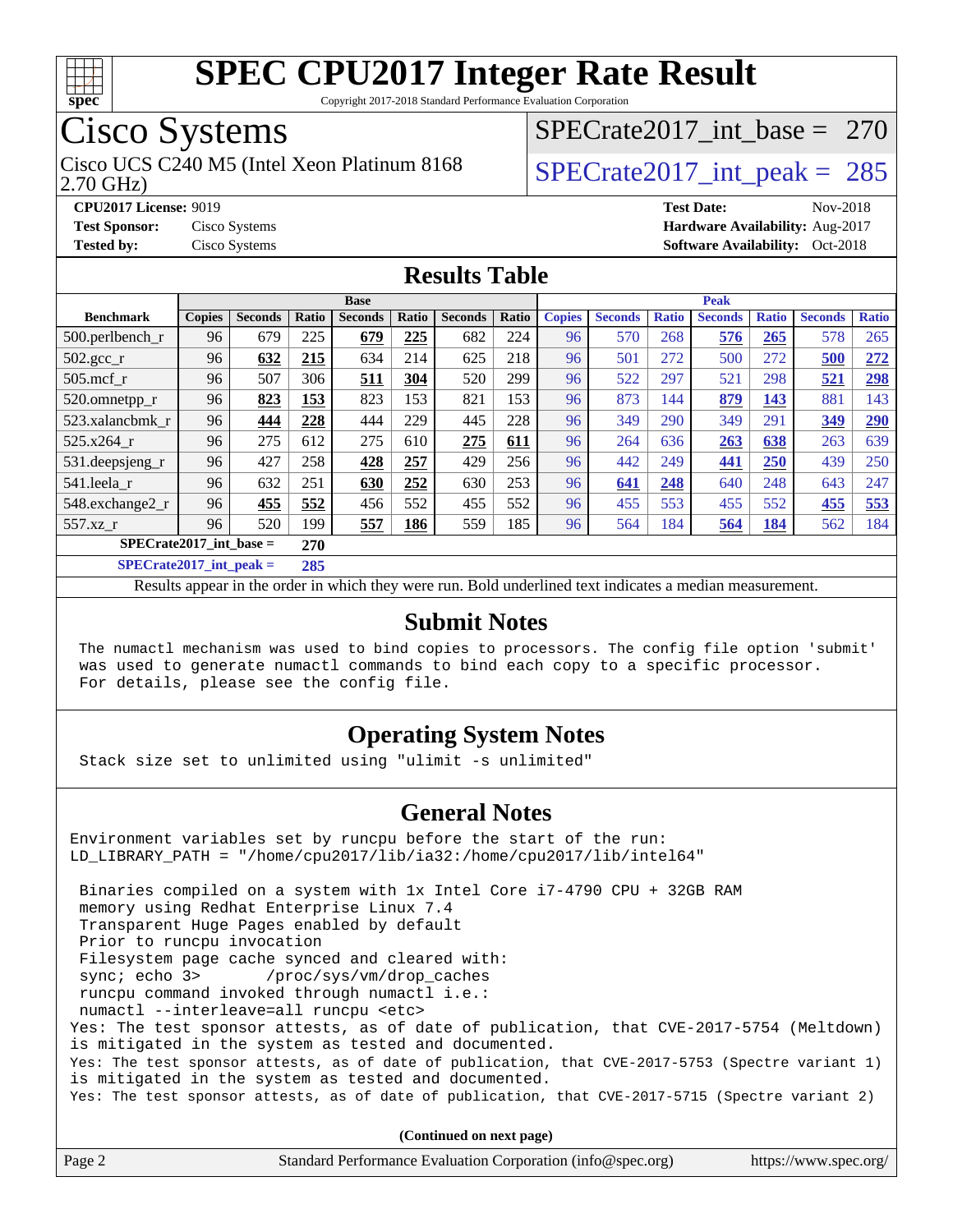# SPEC CPU2017 Integer Rate Result

Copyright 2017-2018 Standard Performance Evaluation Corporation

## Cisco Systems

Cisco UCS C240 M5 (Intel Xeon Platinum 8168 2.70 GHz)

SPECrate2017_int_base = 270

SPECrate2017_int_peak = 285

**CPU2017 License:** 9019
**Test Sponsor:** Cisco Systems
**Tested by:** Cisco Systems

**Test Date:** Nov-2018
**Hardware Availability:** Aug-2017
**Software Availability:** Oct-2018

## Results Table

| | Base | | | | | | | | Peak | | | | | | | |
|---|---|---|---|---|---|---|---|---|---|---|---|---|---|---|---|---|
| **Benchmark** | **Copies** | **Seconds** | **Ratio** | **Seconds** | **Ratio** | **Seconds** | **Ratio** | **Copies** | **Seconds** | **Ratio** | **Seconds** | **Ratio** | **Seconds** | **Ratio** |
| 500.perlbench_r | 96 | 679 | 225 | **679** | **225** | 682 | 224 | 96 | 570 | 268 | **576** | **265** | 578 | 265 |
| 502.gcc_r | 96 | **632** | **215** | 634 | 214 | 625 | 218 | 96 | 501 | 272 | 500 | 272 | **500** | **272** |
| 505.mcf_r | 96 | 507 | 306 | **511** | **304** | 520 | 299 | 96 | 522 | 297 | 521 | 298 | **521** | **298** |
| 520.omnetpp_r | 96 | **823** | **153** | 823 | 153 | 821 | 153 | 96 | 873 | 144 | **879** | **143** | 881 | 143 |
| 523.xalancbmk_r | 96 | **444** | **228** | 444 | 229 | 445 | 228 | 96 | 349 | 290 | 349 | 291 | **349** | **290** |
| 525.x264_r | 96 | 275 | 612 | 275 | 610 | **275** | **611** | 96 | 264 | 636 | **263** | **638** | 263 | 639 |
| 531.deepsjeng_r | 96 | 427 | 258 | **428** | **257** | 429 | 256 | 96 | 442 | 249 | **441** | **250** | 439 | 250 |
| 541.leela_r | 96 | 632 | 251 | **630** | **252** | 630 | 253 | 96 | **641** | **248** | 640 | 248 | 643 | 247 |
| 548.exchange2_r | 96 | **455** | **552** | 456 | 552 | 455 | 552 | 96 | 455 | 553 | 455 | 552 | **455** | **553** |
| 557.xz_r | 96 | 520 | 199 | **557** | **186** | 559 | 185 | 96 | 564 | 184 | **564** | **184** | 562 | 184 |

**SPECrate2017_int_base = 270**

**SPECrate2017_int_peak = 285**

Results appear in the order in which they were run. Bold underlined text indicates a median measurement.

## Submit Notes

```
The numactl mechanism was used to bind copies to processors. The config file option 'submit'
was used to generate numactl commands to bind each copy to a specific processor.
For details, please see the config file.
```

## Operating System Notes

```
Stack size set to unlimited using "ulimit -s unlimited"
```

## General Notes

```
Environment variables set by runcpu before the start of the run:
LD_LIBRARY_PATH = "/home/cpu2017/lib/ia32:/home/cpu2017/lib/intel64"

 Binaries compiled on a system with 1x Intel Core i7-4790 CPU + 32GB RAM
 memory using Redhat Enterprise Linux 7.4
 Transparent Huge Pages enabled by default
 Prior to runcpu invocation
 Filesystem page cache synced and cleared with:
 sync; echo 3>       /proc/sys/vm/drop_caches
 runcpu command invoked through numactl i.e.:
 numactl --interleave=all runcpu <etc>
Yes: The test sponsor attests, as of date of publication, that CVE-2017-5754 (Meltdown)
is mitigated in the system as tested and documented.
Yes: The test sponsor attests, as of date of publication, that CVE-2017-5753 (Spectre variant 1)
is mitigated in the system as tested and documented.
Yes: The test sponsor attests, as of date of publication, that CVE-2017-5715 (Spectre variant 2)
```

**(Continued on next page)**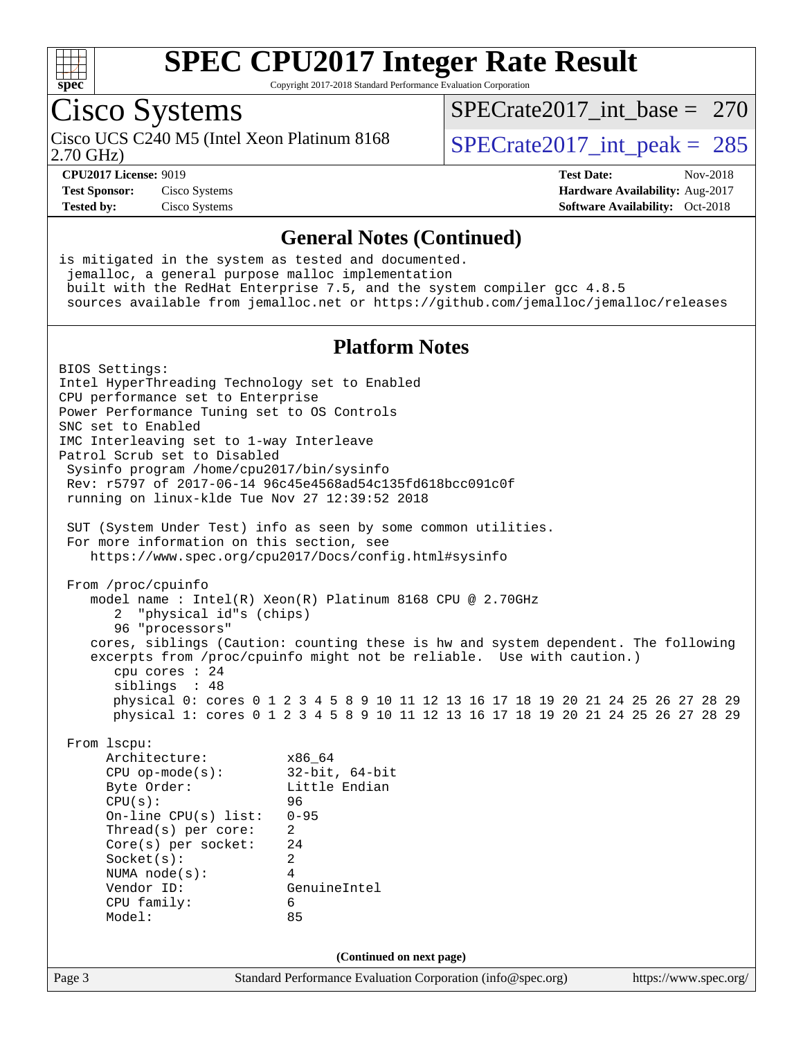## General Notes (Continued)

```
is mitigated in the system as tested and documented.
 jemalloc, a general purpose malloc implementation
 built with the RedHat Enterprise 7.5, and the system compiler gcc 4.8.5
 sources available from jemalloc.net or https://github.com/jemalloc/jemalloc/releases
```

## Platform Notes

```
BIOS Settings:
Intel HyperThreading Technology set to Enabled
CPU performance set to Enterprise
Power Performance Tuning set to OS Controls
SNC set to Enabled
IMC Interleaving set to 1-way Interleave
Patrol Scrub set to Disabled
 Sysinfo program /home/cpu2017/bin/sysinfo
 Rev: r5797 of 2017-06-14 96c45e4568ad54c135fd618bcc091c0f
 running on linux-klde Tue Nov 27 12:39:52 2018

 SUT (System Under Test) info as seen by some common utilities.
 For more information on this section, see
    https://www.spec.org/cpu2017/Docs/config.html#sysinfo

 From /proc/cpuinfo
    model name : Intel(R) Xeon(R) Platinum 8168 CPU @ 2.70GHz
       2  "physical id"s (chips)
       96 "processors"
    cores, siblings (Caution: counting these is hw and system dependent. The following
    excerpts from /proc/cpuinfo might not be reliable.  Use with caution.)
       cpu cores : 24
       siblings  : 48
       physical 0: cores 0 1 2 3 4 5 8 9 10 11 12 13 16 17 18 19 20 21 24 25 26 27 28 29
       physical 1: cores 0 1 2 3 4 5 8 9 10 11 12 13 16 17 18 19 20 21 24 25 26 27 28 29

 From lscpu:
      Architecture:          x86_64
      CPU op-mode(s):        32-bit, 64-bit
      Byte Order:            Little Endian
      CPU(s):                96
      On-line CPU(s) list:   0-95
      Thread(s) per core:    2
      Core(s) per socket:    24
      Socket(s):             2
      NUMA node(s):          4
      Vendor ID:             GenuineIntel
      CPU family:            6
      Model:                 85
```

(Continued on next page)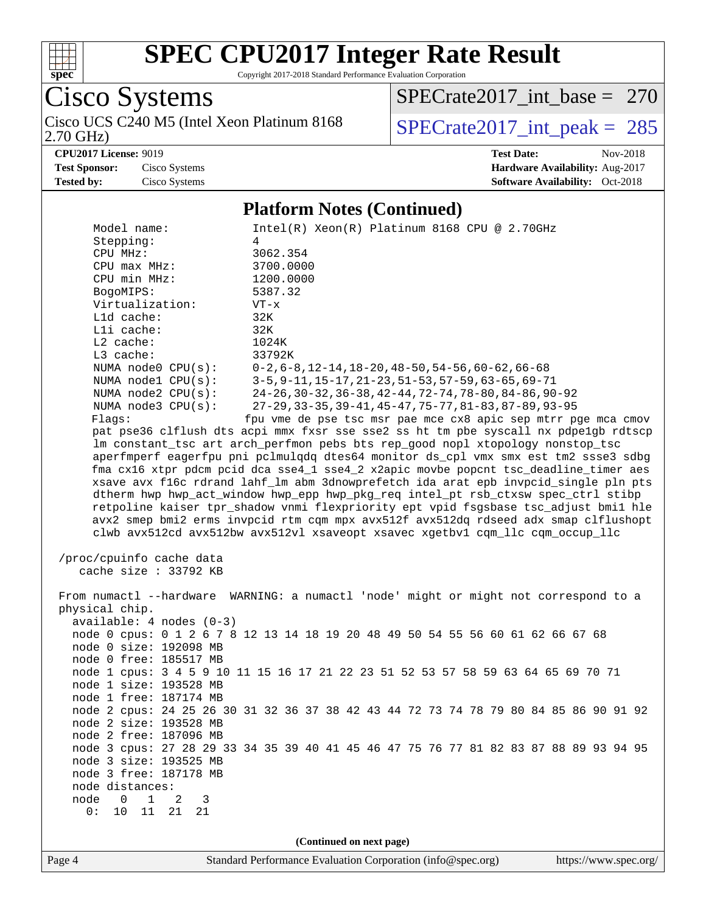# SPEC CPU2017 Integer Rate Result

Copyright 2017-2018 Standard Performance Evaluation Corporation

## Cisco Systems

Cisco UCS C240 M5 (Intel Xeon Platinum 8168 2.70 GHz)

SPECrate2017_int_base = 270

SPECrate2017_int_peak = 285

**CPU2017 License:** 9019
**Test Sponsor:** Cisco Systems
**Tested by:** Cisco Systems

**Test Date:** Nov-2018
**Hardware Availability:** Aug-2017
**Software Availability:** Oct-2018

### Platform Notes (Continued)

```
    Model name:            Intel(R) Xeon(R) Platinum 8168 CPU @ 2.70GHz
    Stepping:              4
    CPU MHz:               3062.354
    CPU max MHz:           3700.0000
    CPU min MHz:           1200.0000
    BogoMIPS:              5387.32
    Virtualization:        VT-x
    L1d cache:             32K
    L1i cache:             32K
    L2 cache:              1024K
    L3 cache:              33792K
    NUMA node0 CPU(s):     0-2,6-8,12-14,18-20,48-50,54-56,60-62,66-68
    NUMA node1 CPU(s):     3-5,9-11,15-17,21-23,51-53,57-59,63-65,69-71
    NUMA node2 CPU(s):     24-26,30-32,36-38,42-44,72-74,78-80,84-86,90-92
    NUMA node3 CPU(s):     27-29,33-35,39-41,45-47,75-77,81-83,87-89,93-95
    Flags:                 fpu vme de pse tsc msr pae mce cx8 apic sep mtrr pge mca cmov
    pat pse36 clflush dts acpi mmx fxsr sse sse2 ss ht tm pbe syscall nx pdpe1gb rdtscp
    lm constant_tsc art arch_perfmon pebs bts rep_good nopl xtopology nonstop_tsc
    aperfmperf eagerfpu pni pclmulqdq dtes64 monitor ds_cpl vmx smx est tm2 ssse3 sdbg
    fma cx16 xtpr pdcm pcid dca sse4_1 sse4_2 x2apic movbe popcnt tsc_deadline_timer aes
    xsave avx f16c rdrand lahf_lm abm 3dnowprefetch ida arat epb invpcid_single pln pts
    dtherm hwp hwp_act_window hwp_epp hwp_pkg_req intel_pt rsb_ctxsw spec_ctrl stibp
    retpoline kaiser tpr_shadow vnmi flexpriority ept vpid fsgsbase tsc_adjust bmi1 hle
    avx2 smep bmi2 erms invpcid rtm cqm mpx avx512f avx512dq rdseed adx smap clflushopt
    clwb avx512cd avx512bw avx512vl xsaveopt xsavec xgetbv1 cqm_llc cqm_occup_llc

 /proc/cpuinfo cache data
    cache size : 33792 KB

 From numactl --hardware  WARNING: a numactl 'node' might or might not correspond to a
 physical chip.
   available: 4 nodes (0-3)
   node 0 cpus: 0 1 2 6 7 8 12 13 14 18 19 20 48 49 50 54 55 56 60 61 62 66 67 68
   node 0 size: 192098 MB
   node 0 free: 185517 MB
   node 1 cpus: 3 4 5 9 10 11 15 16 17 21 22 23 51 52 53 57 58 59 63 64 65 69 70 71
   node 1 size: 193528 MB
   node 1 free: 187174 MB
   node 2 cpus: 24 25 26 30 31 32 36 37 38 42 43 44 72 73 74 78 79 80 84 85 86 90 91 92
   node 2 size: 193528 MB
   node 2 free: 187096 MB
   node 3 cpus: 27 28 29 33 34 35 39 40 41 45 46 47 75 76 77 81 82 83 87 88 89 93 94 95
   node 3 size: 193525 MB
   node 3 free: 187178 MB
   node distances:
   node   0   1   2   3
     0:  10  11  21  21
```

(Continued on next page)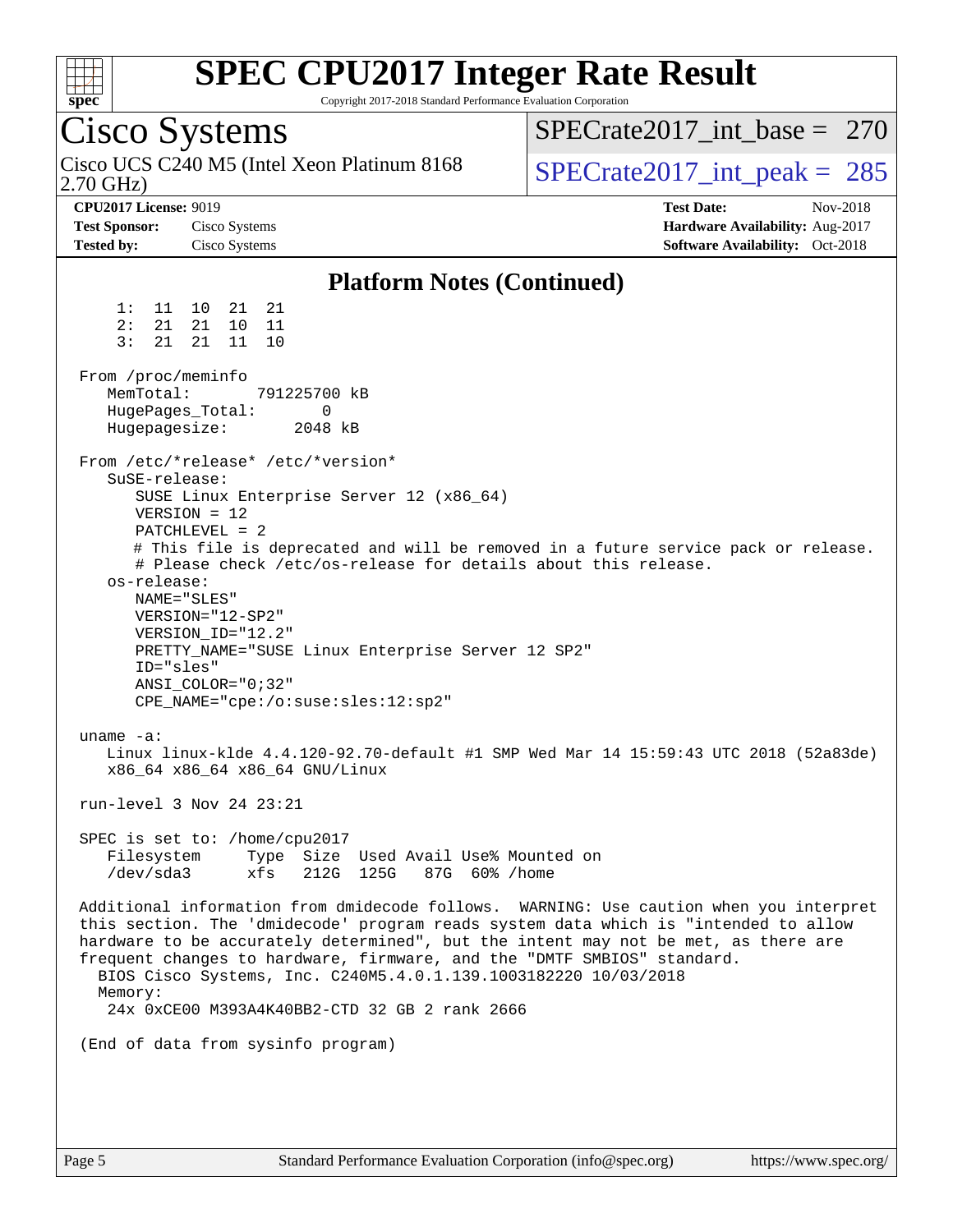# SPEC CPU2017 Integer Rate Result

Copyright 2017-2018 Standard Performance Evaluation Corporation

## Cisco Systems

Cisco UCS C240 M5 (Intel Xeon Platinum 8168 2.70 GHz)

SPECrate2017_int_base = 270

SPECrate2017_int_peak = 285

**CPU2017 License:** 9019
**Test Sponsor:** Cisco Systems
**Tested by:** Cisco Systems

**Test Date:** Nov-2018
**Hardware Availability:** Aug-2017
**Software Availability:** Oct-2018

### Platform Notes (Continued)

```
     1:  11  10  21  21
     2:  21  21  10  11
     3:  21  21  11  10

 From /proc/meminfo
    MemTotal:       791225700 kB
    HugePages_Total:       0
    Hugepagesize:       2048 kB

 From /etc/*release* /etc/*version*
    SuSE-release:
       SUSE Linux Enterprise Server 12 (x86_64)
       VERSION = 12
       PATCHLEVEL = 2
       # This file is deprecated and will be removed in a future service pack or release.
       # Please check /etc/os-release for details about this release.
    os-release:
       NAME="SLES"
       VERSION="12-SP2"
       VERSION_ID="12.2"
       PRETTY_NAME="SUSE Linux Enterprise Server 12 SP2"
       ID="sles"
       ANSI_COLOR="0;32"
       CPE_NAME="cpe:/o:suse:sles:12:sp2"

 uname -a:
    Linux linux-klde 4.4.120-92.70-default #1 SMP Wed Mar 14 15:59:43 UTC 2018 (52a83de)
    x86_64 x86_64 x86_64 GNU/Linux

 run-level 3 Nov 24 23:21

 SPEC is set to: /home/cpu2017
    Filesystem     Type  Size  Used Avail Use% Mounted on
    /dev/sda3      xfs   212G  125G   87G  60% /home

 Additional information from dmidecode follows.  WARNING: Use caution when you interpret
 this section. The 'dmidecode' program reads system data which is "intended to allow
 hardware to be accurately determined", but the intent may not be met, as there are
 frequent changes to hardware, firmware, and the "DMTF SMBIOS" standard.
   BIOS Cisco Systems, Inc. C240M5.4.0.1.139.1003182220 10/03/2018
   Memory:
    24x 0xCE00 M393A4K40BB2-CTD 32 GB 2 rank 2666

 (End of data from sysinfo program)
```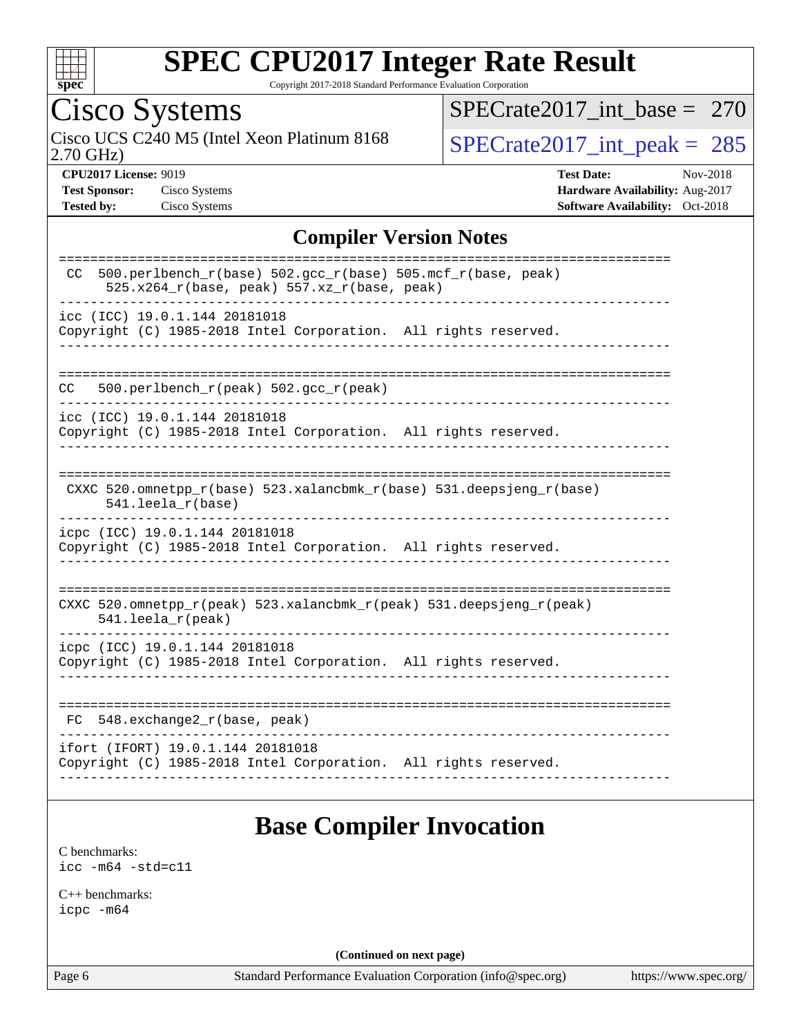# SPEC CPU2017 Integer Rate Result

Copyright 2017-2018 Standard Performance Evaluation Corporation

## Cisco Systems

Cisco UCS C240 M5 (Intel Xeon Platinum 8168 2.70 GHz)

SPECrate2017_int_base = 270

SPECrate2017_int_peak = 285

**CPU2017 License:** 9019
**Test Sponsor:** Cisco Systems
**Tested by:** Cisco Systems

**Test Date:** Nov-2018
**Hardware Availability:** Aug-2017
**Software Availability:** Oct-2018

## Compiler Version Notes

```
==============================================================================
 CC  500.perlbench_r(base) 502.gcc_r(base) 505.mcf_r(base, peak)
      525.x264_r(base, peak) 557.xz_r(base, peak)
------------------------------------------------------------------------------
icc (ICC) 19.0.1.144 20181018
Copyright (C) 1985-2018 Intel Corporation.  All rights reserved.
------------------------------------------------------------------------------

==============================================================================
CC   500.perlbench_r(peak) 502.gcc_r(peak)
------------------------------------------------------------------------------
icc (ICC) 19.0.1.144 20181018
Copyright (C) 1985-2018 Intel Corporation.  All rights reserved.
------------------------------------------------------------------------------

==============================================================================
 CXXC 520.omnetpp_r(base) 523.xalancbmk_r(base) 531.deepsjeng_r(base)
      541.leela_r(base)
------------------------------------------------------------------------------
icpc (ICC) 19.0.1.144 20181018
Copyright (C) 1985-2018 Intel Corporation.  All rights reserved.
------------------------------------------------------------------------------

==============================================================================
CXXC 520.omnetpp_r(peak) 523.xalancbmk_r(peak) 531.deepsjeng_r(peak)
     541.leela_r(peak)
------------------------------------------------------------------------------
icpc (ICC) 19.0.1.144 20181018
Copyright (C) 1985-2018 Intel Corporation.  All rights reserved.
------------------------------------------------------------------------------

==============================================================================
 FC  548.exchange2_r(base, peak)
------------------------------------------------------------------------------
ifort (IFORT) 19.0.1.144 20181018
Copyright (C) 1985-2018 Intel Corporation.  All rights reserved.
------------------------------------------------------------------------------
```

## Base Compiler Invocation

C benchmarks:
icc -m64 -std=c11

C++ benchmarks:
icpc -m64

(Continued on next page)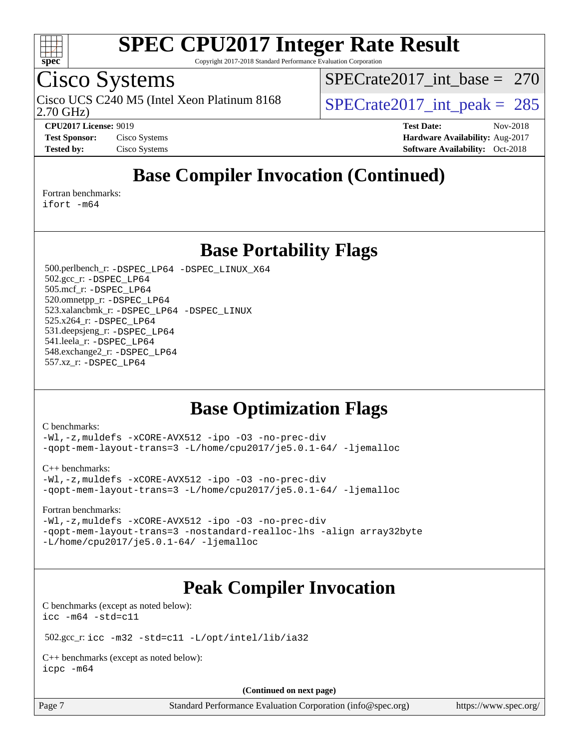## Base Compiler Invocation (Continued)

Fortran benchmarks:
`ifort -m64`

## Base Portability Flags

500.perlbench_r: `-DSPEC_LP64 -DSPEC_LINUX_X64`
502.gcc_r: `-DSPEC_LP64`
505.mcf_r: `-DSPEC_LP64`
520.omnetpp_r: `-DSPEC_LP64`
523.xalancbmk_r: `-DSPEC_LP64 -DSPEC_LINUX`
525.x264_r: `-DSPEC_LP64`
531.deepsjeng_r: `-DSPEC_LP64`
541.leela_r: `-DSPEC_LP64`
548.exchange2_r: `-DSPEC_LP64`
557.xz_r: `-DSPEC_LP64`

## Base Optimization Flags

C benchmarks:
```
-Wl,-z,muldefs -xCORE-AVX512 -ipo -O3 -no-prec-div
-qopt-mem-layout-trans=3 -L/home/cpu2017/je5.0.1-64/ -ljemalloc
```

C++ benchmarks:
```
-Wl,-z,muldefs -xCORE-AVX512 -ipo -O3 -no-prec-div
-qopt-mem-layout-trans=3 -L/home/cpu2017/je5.0.1-64/ -ljemalloc
```

Fortran benchmarks:
```
-Wl,-z,muldefs -xCORE-AVX512 -ipo -O3 -no-prec-div
-qopt-mem-layout-trans=3 -nostandard-realloc-lhs -align array32byte
-L/home/cpu2017/je5.0.1-64/ -ljemalloc
```

## Peak Compiler Invocation

C benchmarks (except as noted below):
`icc -m64 -std=c11`

502.gcc_r: `icc -m32 -std=c11 -L/opt/intel/lib/ia32`

C++ benchmarks (except as noted below):
`icpc -m64`

(Continued on next page)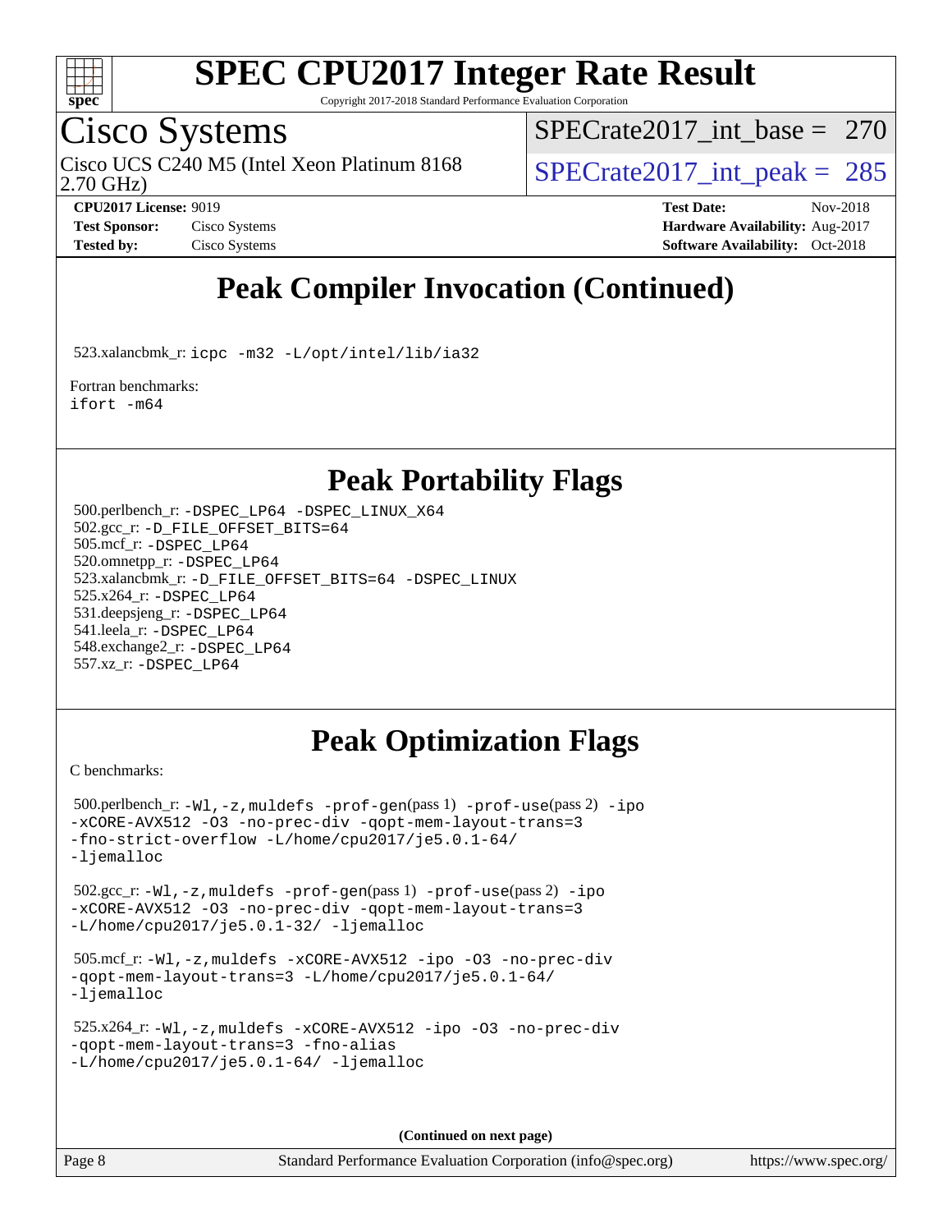# SPEC CPU2017 Integer Rate Result

Copyright 2017-2018 Standard Performance Evaluation Corporation

## Cisco Systems

Cisco UCS C240 M5 (Intel Xeon Platinum 8168 2.70 GHz)

SPECrate2017_int_base = 270

SPECrate2017_int_peak = 285

**CPU2017 License:** 9019
**Test Sponsor:** Cisco Systems
**Tested by:** Cisco Systems

**Test Date:** Nov-2018
**Hardware Availability:** Aug-2017
**Software Availability:** Oct-2018

## Peak Compiler Invocation (Continued)

523.xalancbmk_r: `icpc -m32 -L/opt/intel/lib/ia32`

Fortran benchmarks:
`ifort -m64`

## Peak Portability Flags

500.perlbench_r: `-DSPEC_LP64 -DSPEC_LINUX_X64`
502.gcc_r: `-D_FILE_OFFSET_BITS=64`
505.mcf_r: `-DSPEC_LP64`
520.omnetpp_r: `-DSPEC_LP64`
523.xalancbmk_r: `-D_FILE_OFFSET_BITS=64 -DSPEC_LINUX`
525.x264_r: `-DSPEC_LP64`
531.deepsjeng_r: `-DSPEC_LP64`
541.leela_r: `-DSPEC_LP64`
548.exchange2_r: `-DSPEC_LP64`
557.xz_r: `-DSPEC_LP64`

## Peak Optimization Flags

C benchmarks:

500.perlbench_r: `-Wl,-z,muldefs -prof-gen`(pass 1) `-prof-use`(pass 2) `-ipo -xCORE-AVX512 -O3 -no-prec-div -qopt-mem-layout-trans=3 -fno-strict-overflow -L/home/cpu2017/je5.0.1-64/ -ljemalloc`

502.gcc_r: `-Wl,-z,muldefs -prof-gen`(pass 1) `-prof-use`(pass 2) `-ipo -xCORE-AVX512 -O3 -no-prec-div -qopt-mem-layout-trans=3 -L/home/cpu2017/je5.0.1-32/ -ljemalloc`

505.mcf_r: `-Wl,-z,muldefs -xCORE-AVX512 -ipo -O3 -no-prec-div -qopt-mem-layout-trans=3 -L/home/cpu2017/je5.0.1-64/ -ljemalloc`

525.x264_r: `-Wl,-z,muldefs -xCORE-AVX512 -ipo -O3 -no-prec-div -qopt-mem-layout-trans=3 -fno-alias -L/home/cpu2017/je5.0.1-64/ -ljemalloc`

**(Continued on next page)**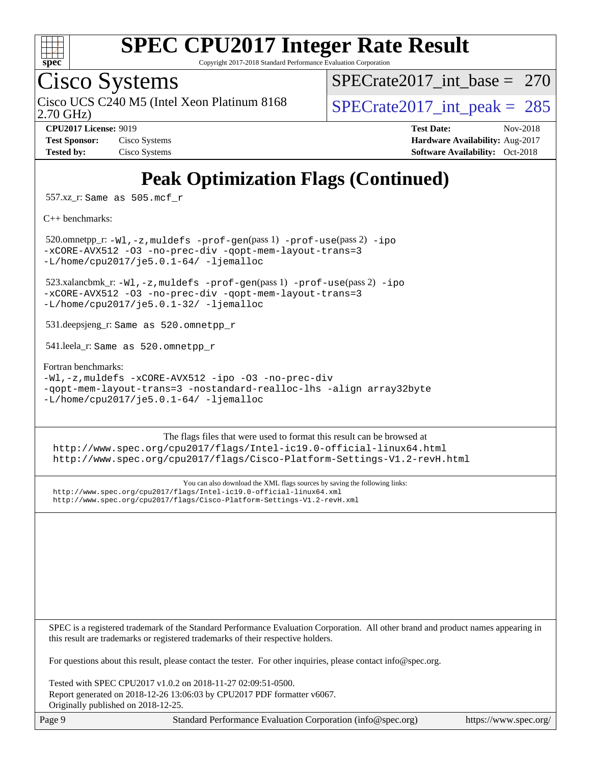# Peak Optimization Flags (Continued)

557.xz_r: `Same as 505.mcf_r`

C++ benchmarks:

520.omnetpp_r: `-Wl,-z,muldefs -prof-gen(pass 1) -prof-use(pass 2) -ipo -xCORE-AVX512 -O3 -no-prec-div -qopt-mem-layout-trans=3 -L/home/cpu2017/je5.0.1-64/ -ljemalloc`

523.xalancbmk_r: `-Wl,-z,muldefs -prof-gen(pass 1) -prof-use(pass 2) -ipo -xCORE-AVX512 -O3 -no-prec-div -qopt-mem-layout-trans=3 -L/home/cpu2017/je5.0.1-32/ -ljemalloc`

531.deepsjeng_r: `Same as 520.omnetpp_r`

541.leela_r: `Same as 520.omnetpp_r`

Fortran benchmarks:

`-Wl,-z,muldefs -xCORE-AVX512 -ipo -O3 -no-prec-div -qopt-mem-layout-trans=3 -nostandard-realloc-lhs -align array32byte -L/home/cpu2017/je5.0.1-64/ -ljemalloc`

The flags files that were used to format this result can be browsed at
http://www.spec.org/cpu2017/flags/Intel-ic19.0-official-linux64.html
http://www.spec.org/cpu2017/flags/Cisco-Platform-Settings-V1.2-revH.html

You can also download the XML flags sources by saving the following links:
http://www.spec.org/cpu2017/flags/Intel-ic19.0-official-linux64.xml
http://www.spec.org/cpu2017/flags/Cisco-Platform-Settings-V1.2-revH.xml

SPEC is a registered trademark of the Standard Performance Evaluation Corporation. All other brand and product names appearing in this result are trademarks or registered trademarks of their respective holders.

For questions about this result, please contact the tester. For other inquiries, please contact info@spec.org.

Tested with SPEC CPU2017 v1.0.2 on 2018-11-27 02:09:51-0500.
Report generated on 2018-12-26 13:06:03 by CPU2017 PDF formatter v6067.
Originally published on 2018-12-25.